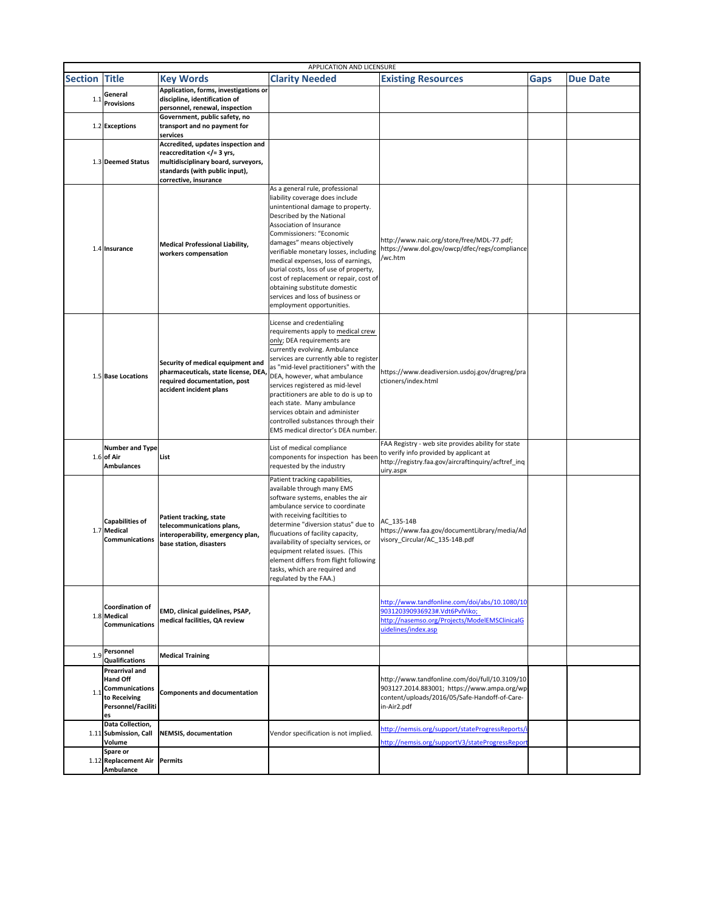| APPLICATION AND LICENSURE | | | | | | |
|---|---|---|---|---|---|---|
| **Section** | **Title** | **Key Words** | **Clarity Needed** | **Existing Resources** | **Gaps** | **Due Date** |
| 1.1 | **General Provisions** | **Application, forms, investigations or discipline, identification of personnel, renewal, inspection** | | | | |
| 1.2 | **Exceptions** | **Government, public safety, no transport and no payment for services** | | | | |
| 1.3 | **Deemed Status** | **Accredited, updates inspection and reaccreditation </= 3 yrs, multidisciplinary board, surveyors, standards (with public input), corrective, insurance** | | | | |
| 1.4 | **Insurance** | **Medical Professional Liability, workers compensation** | As a general rule, professional liability coverage does include unintentional damage to property. Described by the National Association of Insurance Commissioners: "Economic damages" means objectively verifiable monetary losses, including medical expenses, loss of earnings, burial costs, loss of use of property, cost of replacement or repair, cost of obtaining substitute domestic services and loss of business or employment opportunities. | http://www.naic.org/store/free/MDL-77.pdf; https://www.dol.gov/owcp/dfec/regs/compliance/wc.htm | | |
| 1.5 | **Base Locations** | **Security of medical equipment and pharmaceuticals, state license, DEA, required documentation, post accident incident plans** | License and credentialing requirements apply to medical crew only; DEA requirements are currently evolving. Ambulance services are currently able to register as "mid-level practitioners" with the DEA, however, what ambulance services registered as mid-level practitioners are able to do is up to each state. Many ambulance services obtain and administer controlled substances through their EMS medical director's DEA number. | https://www.deadiversion.usdoj.gov/drugreg/practioners/index.html | | |
| 1.6 | **Number and Type of Air Ambulances** | **List** | List of medical compliance components for inspection has been requested by the industry | FAA Registry - web site provides ability for state to verify info provided by applicant at http://registry.faa.gov/aircraftinquiry/acftref_inquiry.aspx | | |
| 1.7 | **Capabilities of Medical Communications** | **Patient tracking, state telecommunications plans, interoperability, emergency plan, base station, disasters** | Patient tracking capabilities, available through many EMS software systems, enables the air ambulance service to coordinate with receiving faciltities to determine "diversion status" due to flucuations of facility capacity, availability of specialty services, or equipment related issues. (This element differs from flight following tasks, which are required and regulated by the FAA.) | AC_135-14B https://www.faa.gov/documentLibrary/media/Advisory_Circular/AC_135-14B.pdf | | |
| 1.8 | **Coordination of Medical Communications** | **EMD, clinical guidelines, PSAP, medical facilities, QA review** | | http://www.tandfonline.com/doi/abs/10.1080/10903120390936923#.Vdt6PvlViko; http://nasemso.org/Projects/ModelEMSClinicalGuidelines/index.asp | | |
| 1.9 | **Personnel Qualifications** | **Medical Training** | | | | |
| 1.1 | **Prearrival and Hand Off Communications to Receiving Personnel/Facilities** | **Components and documentation** | | http://www.tandfonline.com/doi/full/10.3109/10903127.2014.883001; https://www.ampa.org/wp content/uploads/2016/05/Safe-Handoff-of-Care-in-Air2.pdf | | |
| 1.11 | **Data Collection, Submission, Call Volume** | **NEMSIS, documentation** | Vendor specification is not implied. | http://nemsis.org/support/stateProgressReports/i http://nemsis.org/supportV3/stateProgressReport | | |
| 1.12 | **Spare or Replacement Air Ambulance** | **Permits** | | | | |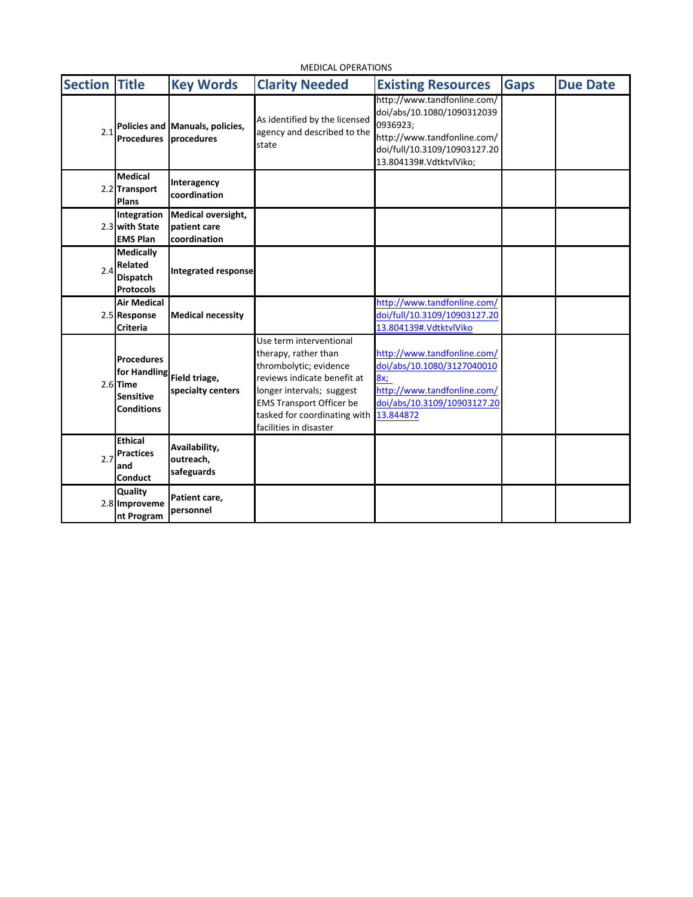MEDICAL OPERATIONS

| Section | Title | Key Words | Clarity Needed | Existing Resources | Gaps | Due Date |
|---|---|---|---|---|---|---|
| 2.1 | Policies and Procedures | Manuals, policies, procedures | As identified by the licensed agency and described to the state | http://www.tandfonline.com/doi/abs/10.1080/10903120390936923; http://www.tandfonline.com/doi/full/10.3109/10903127.2013.804139#.VdtktvlViko; | | |
| 2.2 | Medical Transport Plans | Interagency coordination | | | | |
| 2.3 | Integration with State EMS Plan | Medical oversight, patient care coordination | | | | |
| 2.4 | Medically Related Dispatch Protocols | Integrated response | | | | |
| 2.5 | Air Medical Response Criteria | Medical necessity | | http://www.tandfonline.com/doi/full/10.3109/10903127.2013.804139#.VdtktvlViko | | |
| 2.6 | Procedures for Handling Time Sensitive Conditions | Field triage, specialty centers | Use term interventional therapy, rather than thrombolytic; evidence reviews indicate benefit at longer intervals; suggest EMS Transport Officer be tasked for coordinating with facilities in disaster | http://www.tandfonline.com/doi/abs/10.1080/31270400108x; http://www.tandfonline.com/doi/abs/10.3109/10903127.2013.844872 | | |
| 2.7 | Ethical Practices and Conduct | Availability, outreach, safeguards | | | | |
| 2.8 | Quality Improvement Program | Patient care, personnel | | | | |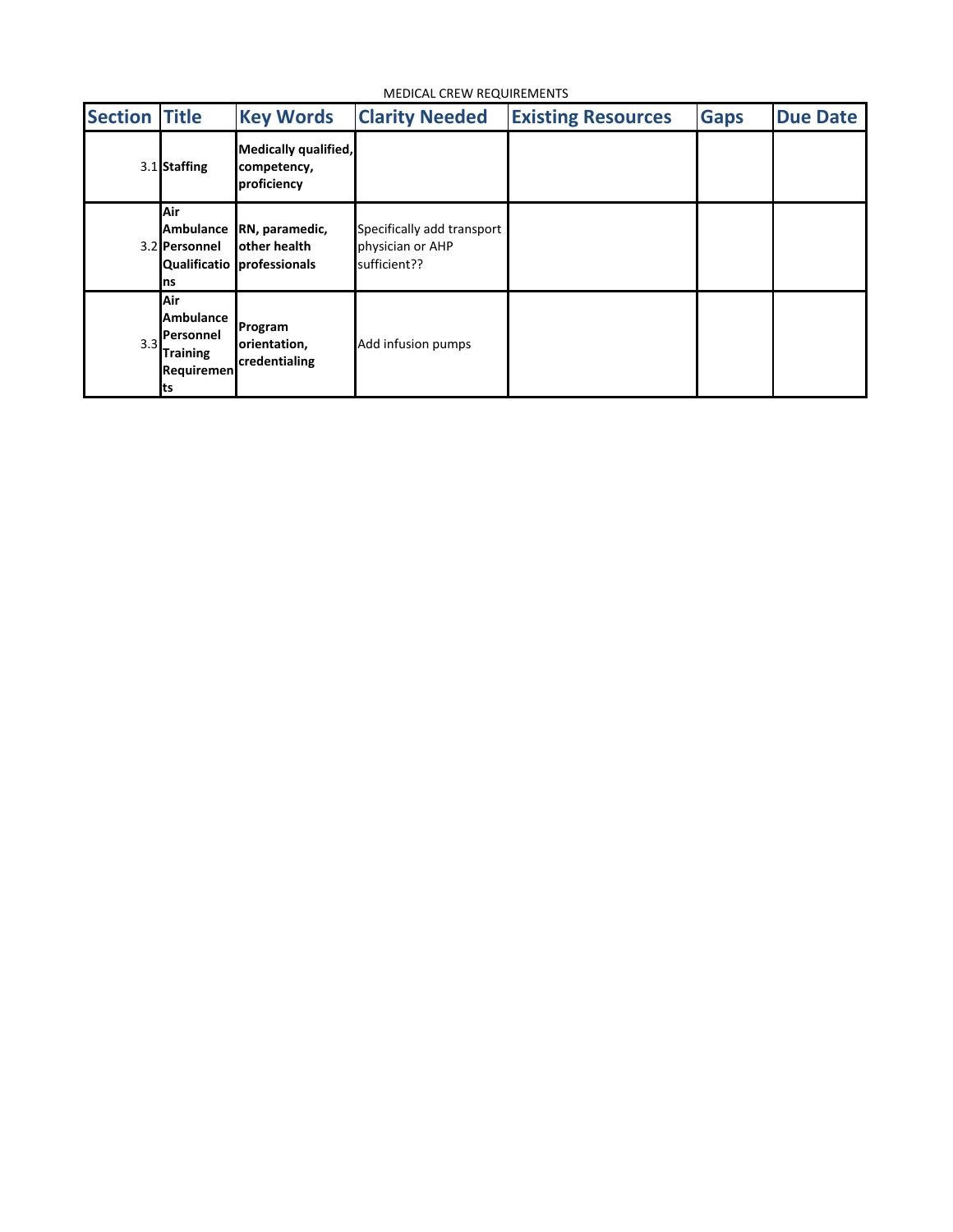MEDICAL CREW REQUIREMENTS

| Section | Title | Key Words | Clarity Needed | Existing Resources | Gaps | Due Date |
|---|---|---|---|---|---|---|
| 3.1 | **Staffing** | **Medically qualified, competency, proficiency** | | | | |
| 3.2 | **Air Ambulance Personnel Qualifications** | **RN, paramedic, other health professionals** | Specifically add transport physician or AHP sufficient?? | | | |
| 3.3 | **Air Ambulance Personnel Training Requirements** | **Program orientation, credentialing** | Add infusion pumps | | | |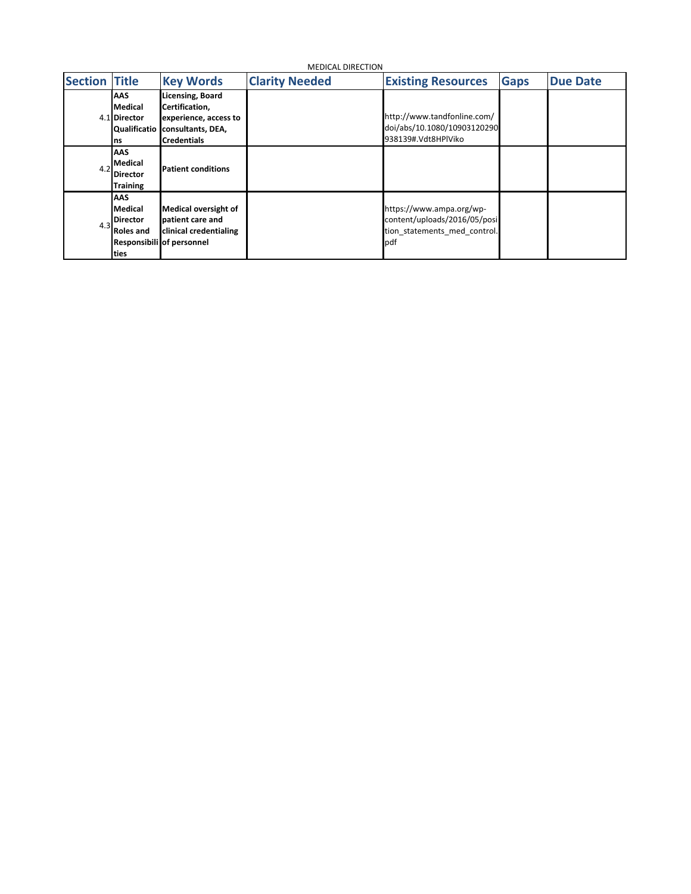MEDICAL DIRECTION

| Section | Title | Key Words | Clarity Needed | Existing Resources | Gaps | Due Date |
|---|---|---|---|---|---|---|
| 4.1 | **AAS Medical Director Qualifications** | **Licensing, Board Certification, experience, access to consultants, DEA, Credentials** | | http://www.tandfonline.com/doi/abs/10.1080/10903120290938139#.Vdt8HPlViko | | |
| 4.2 | **AAS Medical Director Training** | **Patient conditions** | | | | |
| 4.3 | **AAS Medical Director Roles and Responsibilities** | **Medical oversight of patient care and clinical credentialing of personnel** | | https://www.ampa.org/wp-content/uploads/2016/05/position_statements_med_control.pdf | | |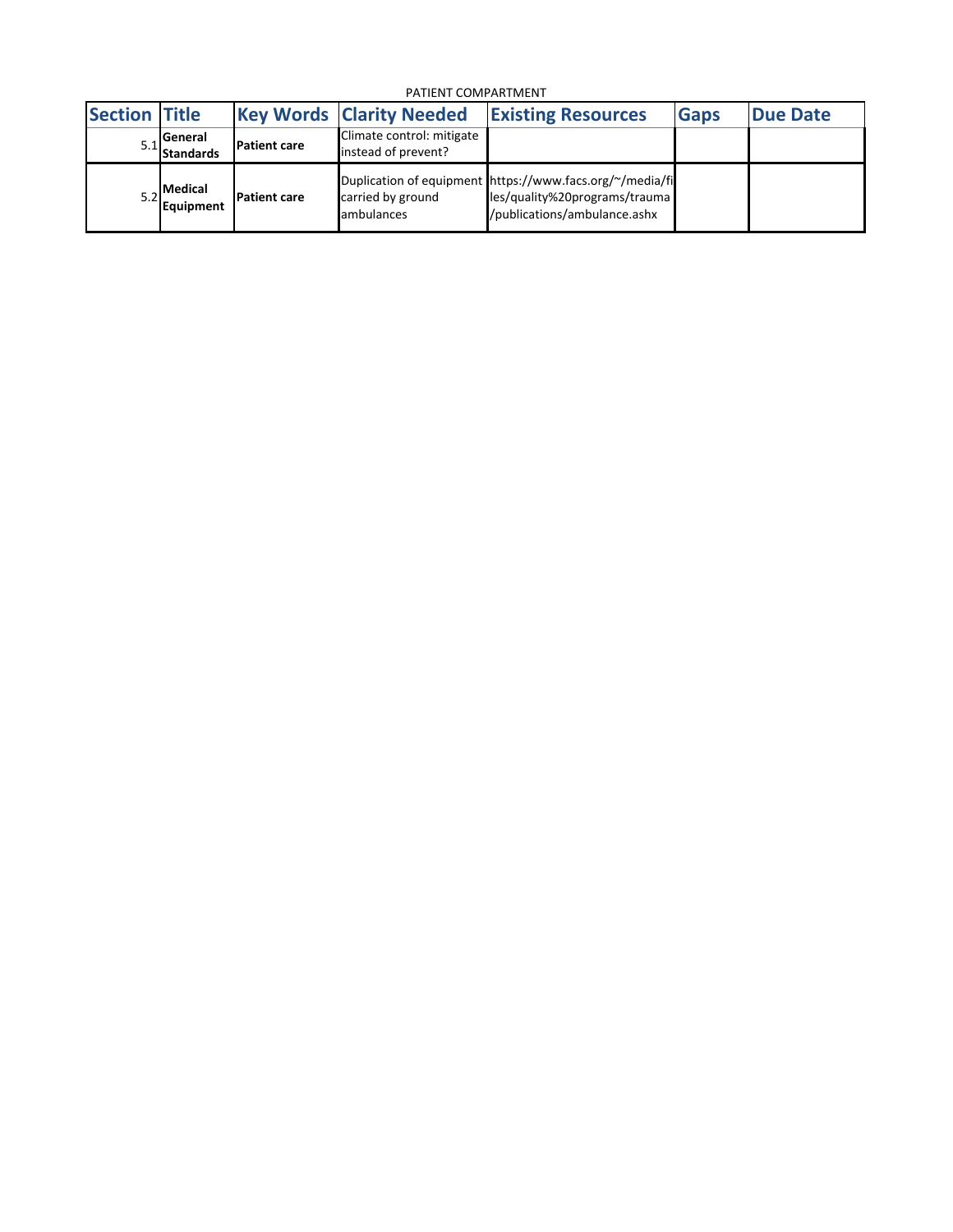PATIENT COMPARTMENT

| Section | Title | Key Words | Clarity Needed | Existing Resources | Gaps | Due Date |
|---|---|---|---|---|---|---|
| 5.1 | **General Standards** | **Patient care** | Climate control: mitigate instead of prevent? | | | |
| 5.2 | **Medical Equipment** | **Patient care** | Duplication of equipment carried by ground ambulances | https://www.facs.org/~/media/files/quality%20programs/trauma/publications/ambulance.ashx | | |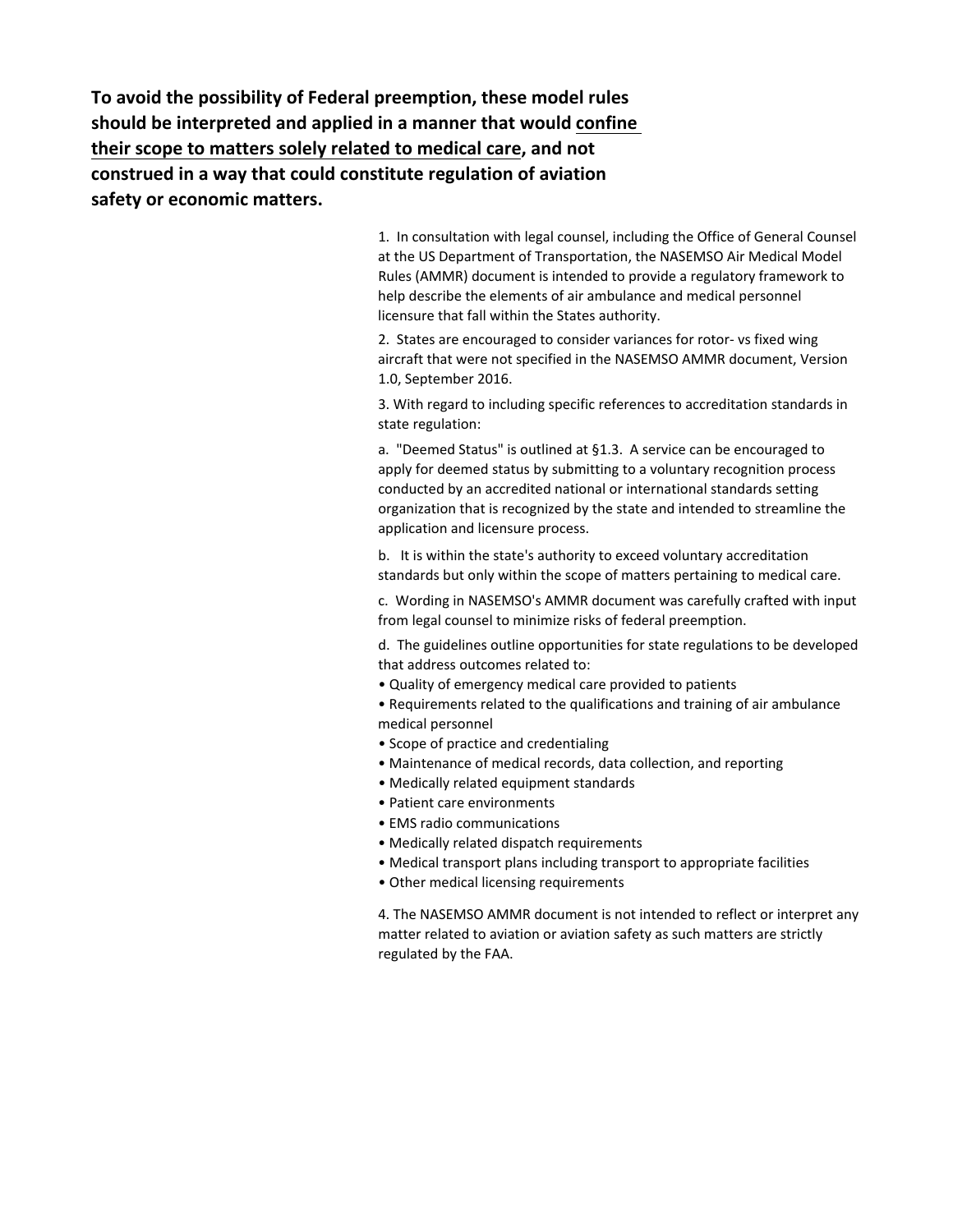**To avoid the possibility of Federal preemption, these model rules should be interpreted and applied in a manner that would confine their scope to matters solely related to medical care, and not construed in a way that could constitute regulation of aviation safety or economic matters.**

1. In consultation with legal counsel, including the Office of General Counsel at the US Department of Transportation, the NASEMSO Air Medical Model Rules (AMMR) document is intended to provide a regulatory framework to help describe the elements of air ambulance and medical personnel licensure that fall within the States authority.

2. States are encouraged to consider variances for rotor- vs fixed wing aircraft that were not specified in the NASEMSO AMMR document, Version 1.0, September 2016.

3. With regard to including specific references to accreditation standards in state regulation:

a. "Deemed Status" is outlined at §1.3. A service can be encouraged to apply for deemed status by submitting to a voluntary recognition process conducted by an accredited national or international standards setting organization that is recognized by the state and intended to streamline the application and licensure process.

b. It is within the state's authority to exceed voluntary accreditation standards but only within the scope of matters pertaining to medical care.

c. Wording in NASEMSO's AMMR document was carefully crafted with input from legal counsel to minimize risks of federal preemption.

d. The guidelines outline opportunities for state regulations to be developed that address outcomes related to:

- Quality of emergency medical care provided to patients
- Requirements related to the qualifications and training of air ambulance medical personnel
- Scope of practice and credentialing
- Maintenance of medical records, data collection, and reporting
- Medically related equipment standards
- Patient care environments
- EMS radio communications
- Medically related dispatch requirements
- Medical transport plans including transport to appropriate facilities
- Other medical licensing requirements

4. The NASEMSO AMMR document is not intended to reflect or interpret any matter related to aviation or aviation safety as such matters are strictly regulated by the FAA.